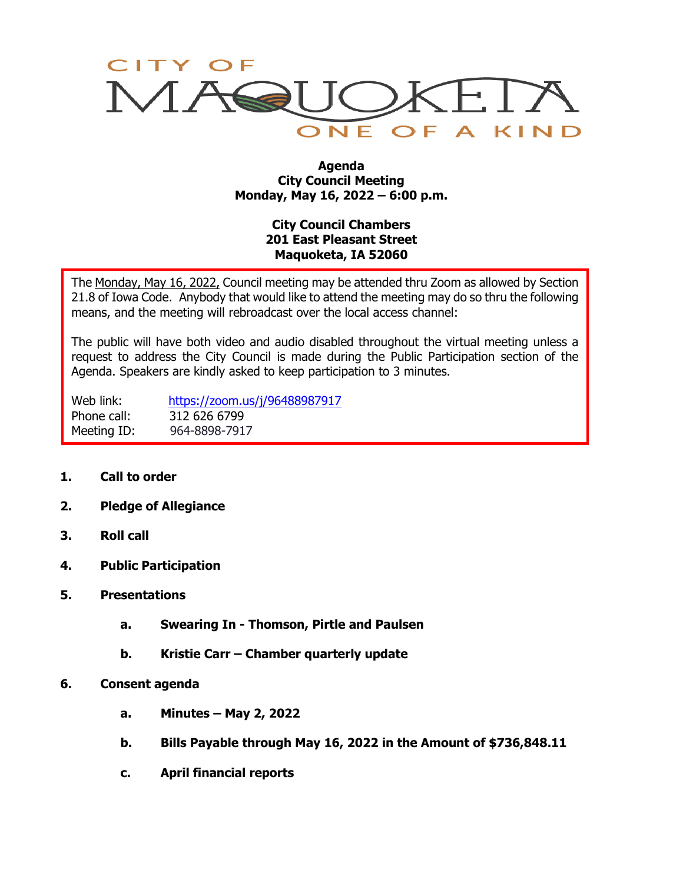CITY OF MAQUOKETA
ONE OF A KIND

**Agenda**
**City Council Meeting**
**Monday, May 16, 2022 – 6:00 p.m.**

**City Council Chambers**
**201 East Pleasant Street**
**Maquoketa, IA 52060**

The Monday, May 16, 2022, Council meeting may be attended thru Zoom as allowed by Section 21.8 of Iowa Code. Anybody that would like to attend the meeting may do so thru the following means, and the meeting will rebroadcast over the local access channel:

The public will have both video and audio disabled throughout the virtual meeting unless a request to address the City Council is made during the Public Participation section of the Agenda. Speakers are kindly asked to keep participation to 3 minutes.

Web link: https://zoom.us/j/96488987917
Phone call: 312 626 6799
Meeting ID: 964-8898-7917

1. **Call to order**
2. **Pledge of Allegiance**
3. **Roll call**
4. **Public Participation**
5. **Presentations**
   a. **Swearing In - Thomson, Pirtle and Paulsen**
   b. **Kristie Carr – Chamber quarterly update**
6. **Consent agenda**
   a. **Minutes – May 2, 2022**
   b. **Bills Payable through May 16, 2022 in the Amount of $736,848.11**
   c. **April financial reports**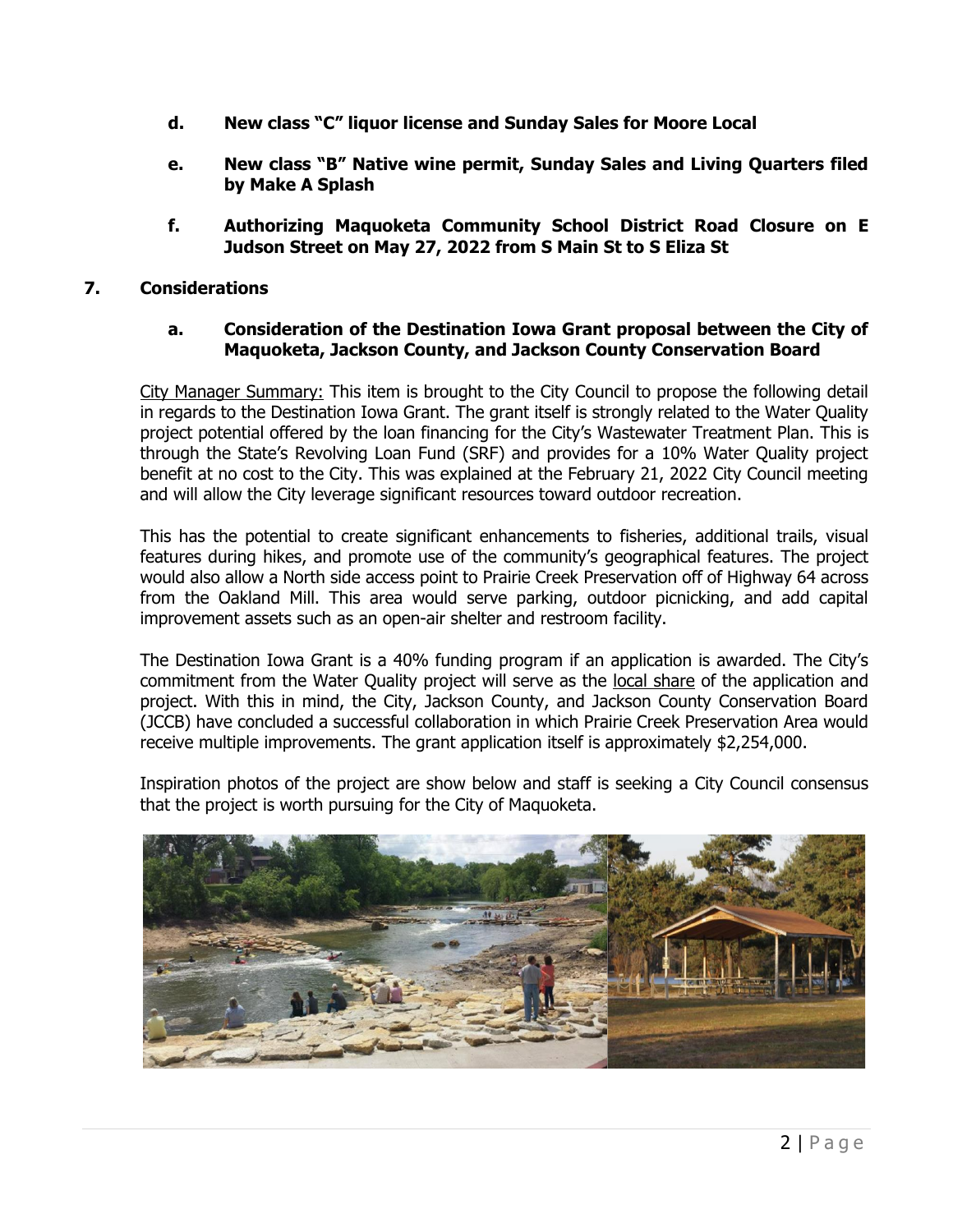- **d. New class "C" liquor license and Sunday Sales for Moore Local**

- **e. New class "B" Native wine permit, Sunday Sales and Living Quarters filed by Make A Splash**

- **f. Authorizing Maquoketa Community School District Road Closure on E Judson Street on May 27, 2022 from S Main St to S Eliza St**

## 7. Considerations

### a. Consideration of the Destination Iowa Grant proposal between the City of Maquoketa, Jackson County, and Jackson County Conservation Board

City Manager Summary: This item is brought to the City Council to propose the following detail in regards to the Destination Iowa Grant. The grant itself is strongly related to the Water Quality project potential offered by the loan financing for the City's Wastewater Treatment Plan. This is through the State's Revolving Loan Fund (SRF) and provides for a 10% Water Quality project benefit at no cost to the City. This was explained at the February 21, 2022 City Council meeting and will allow the City leverage significant resources toward outdoor recreation.

This has the potential to create significant enhancements to fisheries, additional trails, visual features during hikes, and promote use of the community's geographical features. The project would also allow a North side access point to Prairie Creek Preservation off of Highway 64 across from the Oakland Mill. This area would serve parking, outdoor picnicking, and add capital improvement assets such as an open-air shelter and restroom facility.

The Destination Iowa Grant is a 40% funding program if an application is awarded. The City's commitment from the Water Quality project will serve as the local share of the application and project. With this in mind, the City, Jackson County, and Jackson County Conservation Board (JCCB) have concluded a successful collaboration in which Prairie Creek Preservation Area would receive multiple improvements. The grant application itself is approximately $2,254,000.

Inspiration photos of the project are show below and staff is seeking a City Council consensus that the project is worth pursuing for the City of Maquoketa.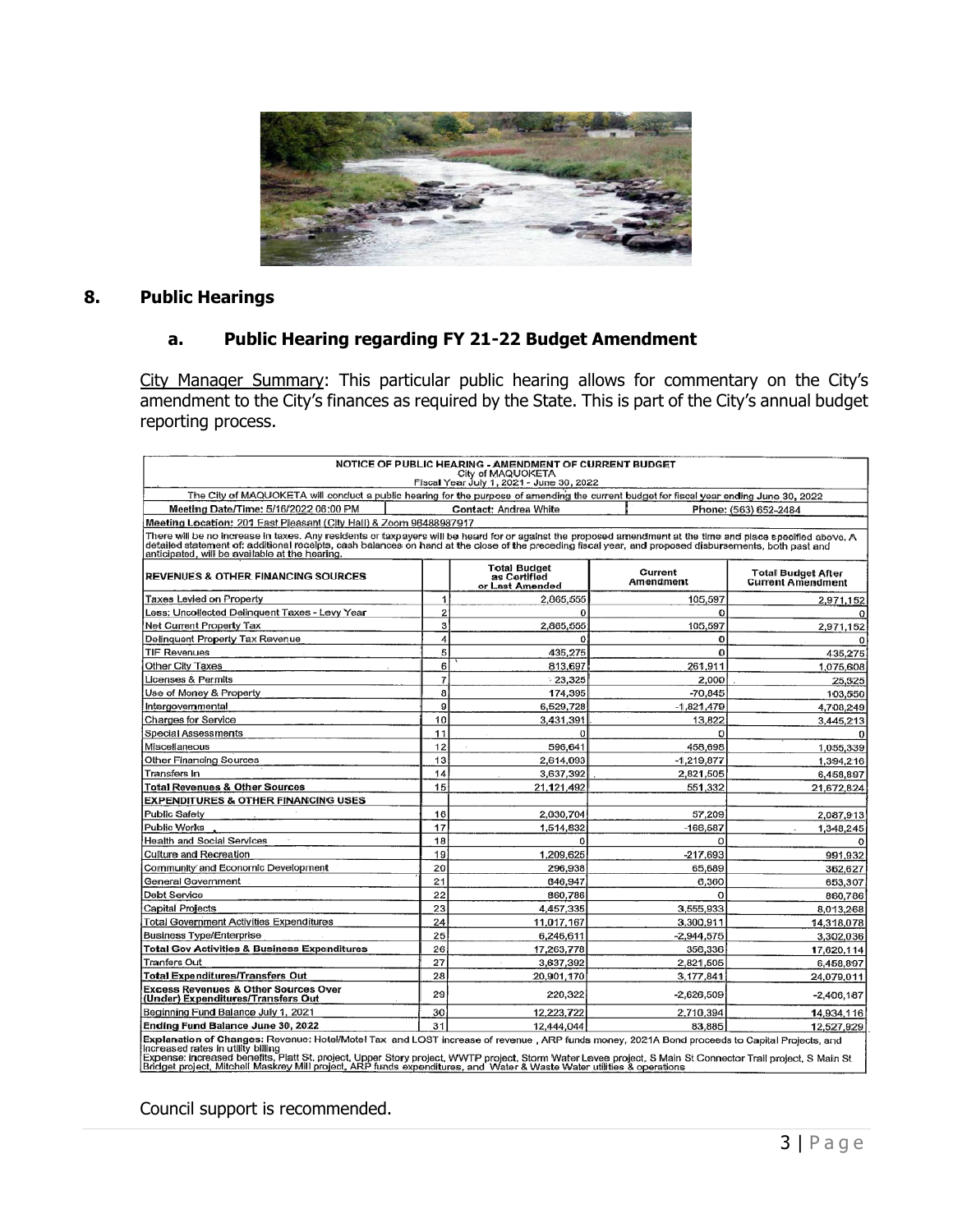## 8. Public Hearings

### a. Public Hearing regarding FY 21-22 Budget Amendment

City Manager Summary: This particular public hearing allows for commentary on the City's amendment to the City's finances as required by the State. This is part of the City's annual budget reporting process.

**NOTICE OF PUBLIC HEARING - AMENDMENT OF CURRENT BUDGET**
City of MAQUOKETA
Fiscal Year July 1, 2021 - June 30, 2022

The City of MAQUOKETA will conduct a public hearing for the purpose of amending the current budget for fiscal year ending June 30, 2022

Meeting Date/Time: 5/16/2022 06:00 PM | Contact: Andrea White | Phone: (563) 652-2484

Meeting Location: 201 East Pleasant (City Hall) & Zoom 96488987917

There will be no increase in taxes. Any residents or taxpayers will be heard for or against the proposed amendment at the time and place specified above. A detailed statement of: additional receipts, cash balances on hand at the close of the preceding fiscal year, and proposed disbursements, both past and anticipated, will be available at the hearing.

| REVENUES & OTHER FINANCING SOURCES | | Total Budget as Certified or Last Amended | Current Amendment | Total Budget After Current Amendment |
|---|---|---|---|---|
| Taxes Levied on Property | 1 | 2,865,555 | 105,597 | 2,971,152 |
| Less: Uncollected Delinquent Taxes - Levy Year | 2 | 0 | 0 | 0 |
| Net Current Property Tax | 3 | 2,865,555 | 105,597 | 2,971,152 |
| Delinquent Property Tax Revenue | 4 | 0 | 0 | 0 |
| TIF Revenues | 5 | 435,275 | 0 | 435,275 |
| Other City Taxes | 6 | 813,697 | 261,911 | 1,075,608 |
| Licenses & Permits | 7 | 23,325 | 2,000 | 25,325 |
| Use of Money & Property | 8 | 174,395 | -70,845 | 103,550 |
| Intergovernmental | 9 | 6,529,728 | -1,821,479 | 4,708,249 |
| Charges for Service | 10 | 3,431,391 | 13,822 | 3,445,213 |
| Special Assessments | 11 | 0 | 0 | 0 |
| Miscellaneous | 12 | 596,641 | 458,698 | 1,055,339 |
| Other Financing Sources | 13 | 2,614,093 | -1,219,877 | 1,394,216 |
| Transfers In | 14 | 3,637,392 | 2,821,505 | 6,458,897 |
| **Total Revenues & Other Sources** | 15 | 21,121,492 | 551,332 | 21,672,824 |
| **EXPENDITURES & OTHER FINANCING USES** | | | | |
| Public Safety | 16 | 2,030,704 | 57,209 | 2,087,913 |
| Public Works | 17 | 1,514,832 | -166,587 | 1,348,245 |
| Health and Social Services | 18 | 0 | 0 | 0 |
| Culture and Recreation | 19 | 1,209,625 | -217,693 | 991,932 |
| Community and Economic Development | 20 | 296,938 | 65,689 | 362,627 |
| General Government | 21 | 646,947 | 6,360 | 653,307 |
| Debt Service | 22 | 860,786 | 0 | 860,786 |
| Capital Projects | 23 | 4,457,335 | 3,555,933 | 8,013,268 |
| Total Government Activities Expenditures | 24 | 11,017,167 | 3,300,911 | 14,318,078 |
| Business Type/Enterprise | 25 | 6,246,611 | -2,944,575 | 3,302,036 |
| **Total Gov Activities & Business Expenditures** | 26 | 17,263,778 | 356,336 | 17,620,114 |
| Tranfers Out | 27 | 3,637,392 | 2,821,505 | 6,458,897 |
| **Total Expenditures/Transfers Out** | 28 | 20,901,170 | 3,177,841 | 24,079,011 |
| **Excess Revenues & Other Sources Over (Under) Expenditures/Transfers Out** | 29 | 220,322 | -2,626,509 | -2,406,187 |
| Beginning Fund Balance July 1, 2021 | 30 | 12,223,722 | 2,710,394 | 14,934,116 |
| **Ending Fund Balance June 30, 2022** | 31 | 12,444,044 | 83,885 | 12,527,929 |

**Explanation of Changes:** Revenue: Hotel/Motel Tax and LOST increase of revenue , ARP funds money, 2021A Bond proceeds to Capital Projects, and increased rates in utility billing
Expense: increased benefits, Platt St. project, Upper Story project, WWTP project, Storm Water Levee project, S Main St Connector Trail project, S Main St Bridget project, Mitchell Maskrey Mill project, ARP funds expenditures, and Water & Waste Water utilities & operations

Council support is recommended.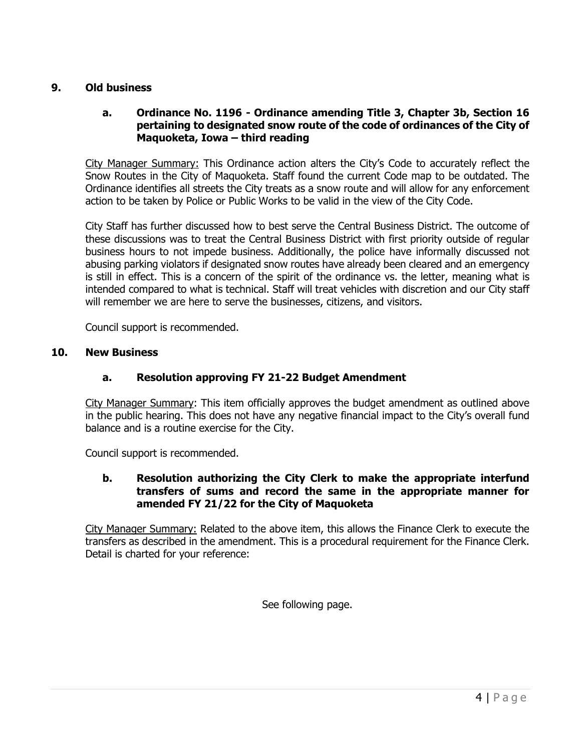## 9. Old business

### a. Ordinance No. 1196 - Ordinance amending Title 3, Chapter 3b, Section 16 pertaining to designated snow route of the code of ordinances of the City of Maquoketa, Iowa – third reading

City Manager Summary: This Ordinance action alters the City's Code to accurately reflect the Snow Routes in the City of Maquoketa. Staff found the current Code map to be outdated. The Ordinance identifies all streets the City treats as a snow route and will allow for any enforcement action to be taken by Police or Public Works to be valid in the view of the City Code.

City Staff has further discussed how to best serve the Central Business District. The outcome of these discussions was to treat the Central Business District with first priority outside of regular business hours to not impede business. Additionally, the police have informally discussed not abusing parking violators if designated snow routes have already been cleared and an emergency is still in effect. This is a concern of the spirit of the ordinance vs. the letter, meaning what is intended compared to what is technical. Staff will treat vehicles with discretion and our City staff will remember we are here to serve the businesses, citizens, and visitors.

Council support is recommended.

## 10. New Business

### a. Resolution approving FY 21-22 Budget Amendment

City Manager Summary: This item officially approves the budget amendment as outlined above in the public hearing. This does not have any negative financial impact to the City's overall fund balance and is a routine exercise for the City.

Council support is recommended.

### b. Resolution authorizing the City Clerk to make the appropriate interfund transfers of sums and record the same in the appropriate manner for amended FY 21/22 for the City of Maquoketa

City Manager Summary: Related to the above item, this allows the Finance Clerk to execute the transfers as described in the amendment. This is a procedural requirement for the Finance Clerk. Detail is charted for your reference:

See following page.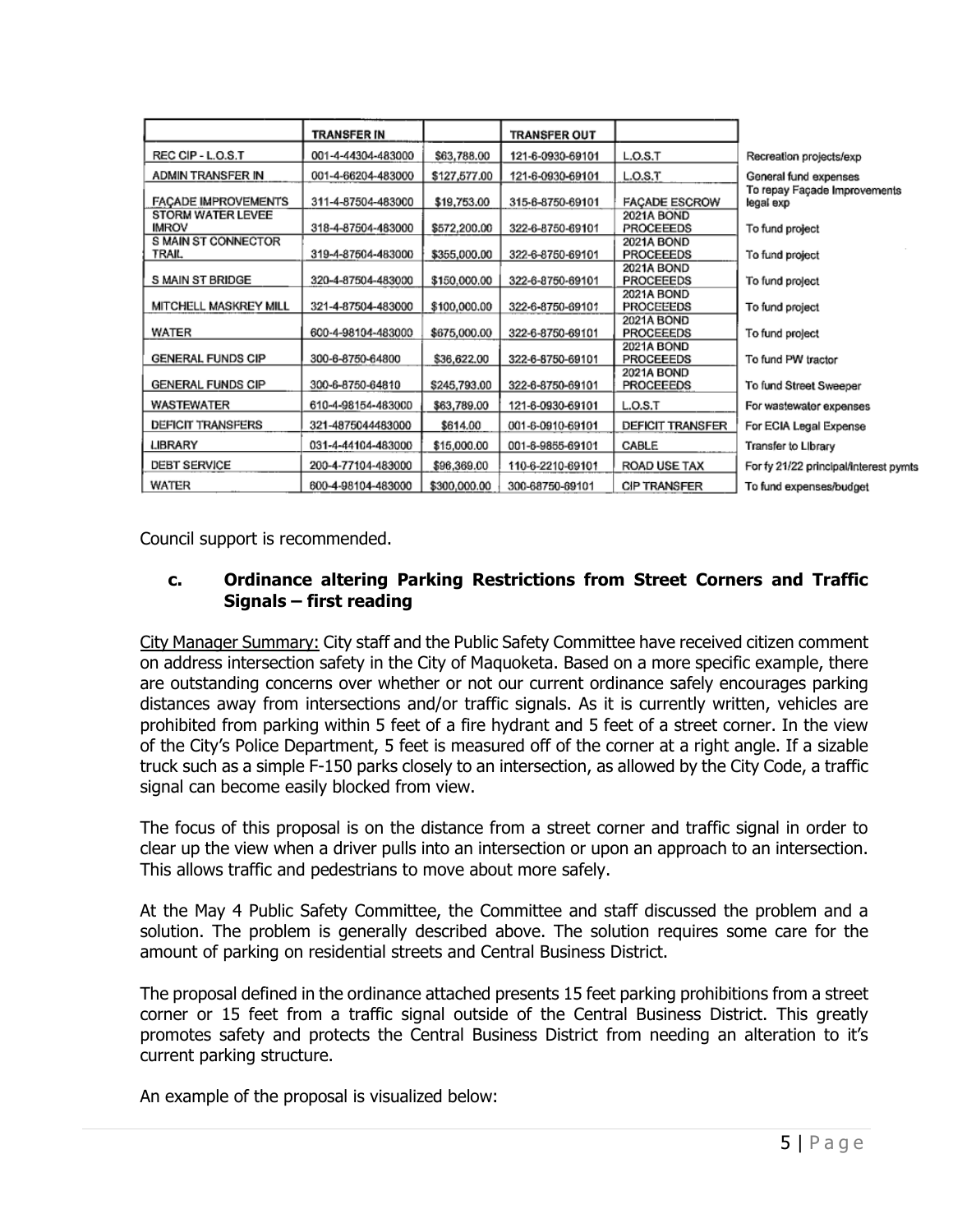| | TRANSFER IN | | TRANSFER OUT | | |
|---|---|---|---|---|---|
| REC CIP - L.O.S.T | 001-4-44304-483000 | $63,788.00 | 121-6-0930-69101 | L.O.S.T | Recreation projects/exp |
| ADMIN TRANSFER IN | 001-4-66204-483000 | $127,577.00 | 121-6-0930-69101 | L.O.S.T | General fund expenses |
| FAÇADE IMPROVEMENTS | 311-4-87504-483000 | $19,753.00 | 315-6-8750-69101 | FAÇADE ESCROW | To repay Façade Improvements legal exp |
| STORM WATER LEVEE IMROV | 318-4-87504-483000 | $572,200.00 | 322-6-8750-69101 | 2021A BOND PROCEEEDS | To fund project |
| S MAIN ST CONNECTOR TRAIL | 319-4-87504-483000 | $355,000.00 | 322-6-8750-69101 | 2021A BOND PROCEEEDS | To fund project |
| S MAIN ST BRIDGE | 320-4-87504-483000 | $150,000.00 | 322-6-8750-69101 | 2021A BOND PROCEEEDS | To fund project |
| MITCHELL MASKREY MILL | 321-4-87504-483000 | $100,000.00 | 322-6-8750-69101 | 2021A BOND PROCEEEDS | To fund project |
| WATER | 600-4-98104-483000 | $675,000.00 | 322-6-8750-69101 | 2021A BOND PROCEEEDS | To fund project |
| GENERAL FUNDS CIP | 300-6-8750-64800 | $36,622.00 | 322-6-8750-69101 | 2021A BOND PROCEEEDS | To fund PW tractor |
| GENERAL FUNDS CIP | 300-6-8750-64810 | $245,793.00 | 322-6-8750-69101 | 2021A BOND PROCEEEDS | To fund Street Sweeper |
| WASTEWATER | 610-4-98154-483000 | $63,789.00 | 121-6-0930-69101 | L.O.S.T | For wastewater expenses |
| DEFICIT TRANSFERS | 321-4875044483000 | $614.00 | 001-6-0910-69101 | DEFICIT TRANSFER | For ECIA Legal Expense |
| LIBRARY | 031-4-44104-483000 | $15,000.00 | 001-6-9855-69101 | CABLE | Transfer to Library |
| DEBT SERVICE | 200-4-77104-483000 | $96,369.00 | 110-6-2210-69101 | ROAD USE TAX | For fy 21/22 principal/interest pymts |
| WATER | 600-4-98104-483000 | $300,000.00 | 300-68750-69101 | CIP TRANSFER | To fund expenses/budget |

Council support is recommended.

### c. Ordinance altering Parking Restrictions from Street Corners and Traffic Signals – first reading

City Manager Summary: City staff and the Public Safety Committee have received citizen comment on address intersection safety in the City of Maquoketa. Based on a more specific example, there are outstanding concerns over whether or not our current ordinance safely encourages parking distances away from intersections and/or traffic signals. As it is currently written, vehicles are prohibited from parking within 5 feet of a fire hydrant and 5 feet of a street corner. In the view of the City's Police Department, 5 feet is measured off of the corner at a right angle. If a sizable truck such as a simple F-150 parks closely to an intersection, as allowed by the City Code, a traffic signal can become easily blocked from view.

The focus of this proposal is on the distance from a street corner and traffic signal in order to clear up the view when a driver pulls into an intersection or upon an approach to an intersection. This allows traffic and pedestrians to move about more safely.

At the May 4 Public Safety Committee, the Committee and staff discussed the problem and a solution. The problem is generally described above. The solution requires some care for the amount of parking on residential streets and Central Business District.

The proposal defined in the ordinance attached presents 15 feet parking prohibitions from a street corner or 15 feet from a traffic signal outside of the Central Business District. This greatly promotes safety and protects the Central Business District from needing an alteration to it's current parking structure.

An example of the proposal is visualized below: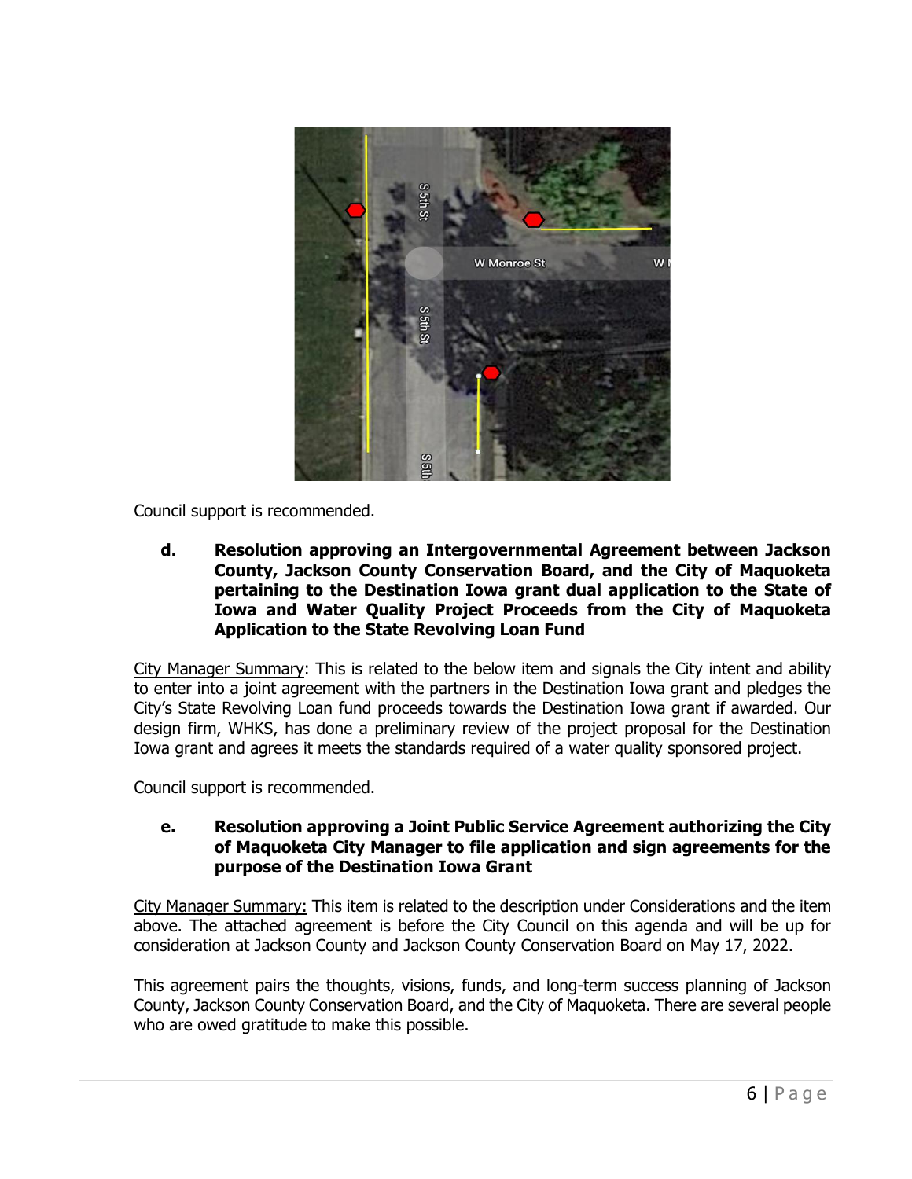Council support is recommended.

**d. Resolution approving an Intergovernmental Agreement between Jackson County, Jackson County Conservation Board, and the City of Maquoketa pertaining to the Destination Iowa grant dual application to the State of Iowa and Water Quality Project Proceeds from the City of Maquoketa Application to the State Revolving Loan Fund**

City Manager Summary: This is related to the below item and signals the City intent and ability to enter into a joint agreement with the partners in the Destination Iowa grant and pledges the City's State Revolving Loan fund proceeds towards the Destination Iowa grant if awarded. Our design firm, WHKS, has done a preliminary review of the project proposal for the Destination Iowa grant and agrees it meets the standards required of a water quality sponsored project.

Council support is recommended.

**e. Resolution approving a Joint Public Service Agreement authorizing the City of Maquoketa City Manager to file application and sign agreements for the purpose of the Destination Iowa Grant**

City Manager Summary: This item is related to the description under Considerations and the item above. The attached agreement is before the City Council on this agenda and will be up for consideration at Jackson County and Jackson County Conservation Board on May 17, 2022.

This agreement pairs the thoughts, visions, funds, and long-term success planning of Jackson County, Jackson County Conservation Board, and the City of Maquoketa. There are several people who are owed gratitude to make this possible.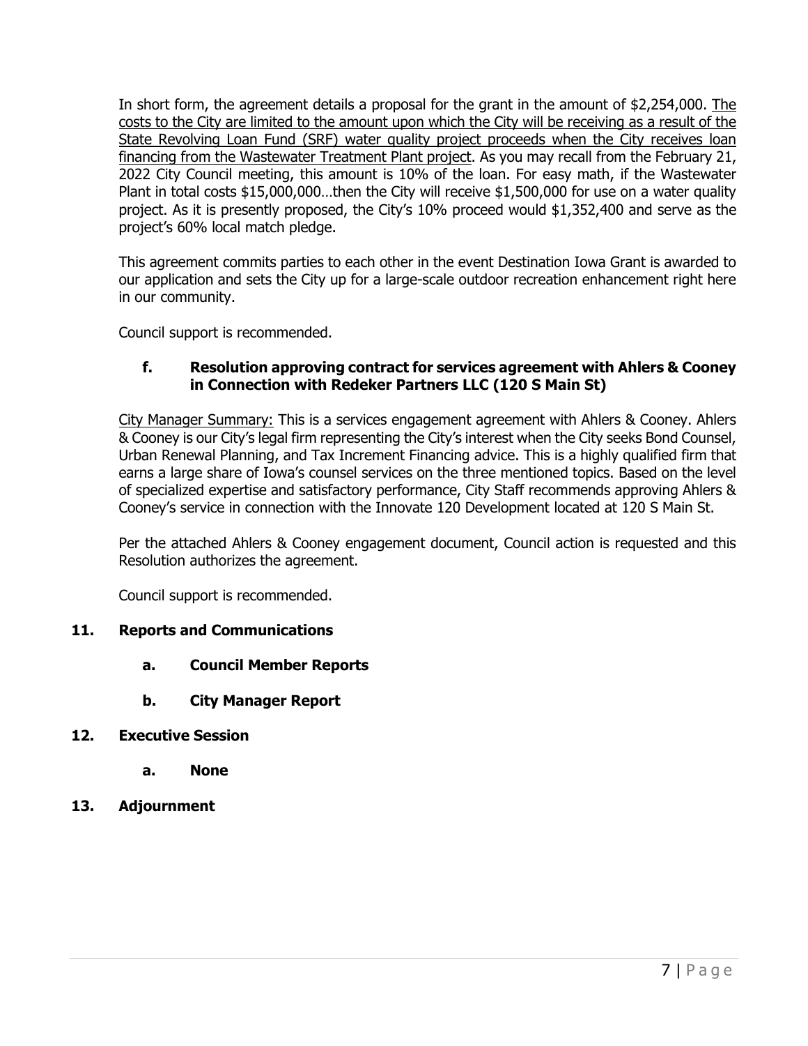In short form, the agreement details a proposal for the grant in the amount of $2,254,000. The costs to the City are limited to the amount upon which the City will be receiving as a result of the State Revolving Loan Fund (SRF) water quality project proceeds when the City receives loan financing from the Wastewater Treatment Plant project. As you may recall from the February 21, 2022 City Council meeting, this amount is 10% of the loan. For easy math, if the Wastewater Plant in total costs $15,000,000…then the City will receive $1,500,000 for use on a water quality project. As it is presently proposed, the City's 10% proceed would $1,352,400 and serve as the project's 60% local match pledge.

This agreement commits parties to each other in the event Destination Iowa Grant is awarded to our application and sets the City up for a large-scale outdoor recreation enhancement right here in our community.

Council support is recommended.

**f. Resolution approving contract for services agreement with Ahlers & Cooney in Connection with Redeker Partners LLC (120 S Main St)**

City Manager Summary: This is a services engagement agreement with Ahlers & Cooney. Ahlers & Cooney is our City's legal firm representing the City's interest when the City seeks Bond Counsel, Urban Renewal Planning, and Tax Increment Financing advice. This is a highly qualified firm that earns a large share of Iowa's counsel services on the three mentioned topics. Based on the level of specialized expertise and satisfactory performance, City Staff recommends approving Ahlers & Cooney's service in connection with the Innovate 120 Development located at 120 S Main St.

Per the attached Ahlers & Cooney engagement document, Council action is requested and this Resolution authorizes the agreement.

Council support is recommended.

## 11. Reports and Communications

**a. Council Member Reports**

**b. City Manager Report**

## 12. Executive Session

**a. None**

## 13. Adjournment